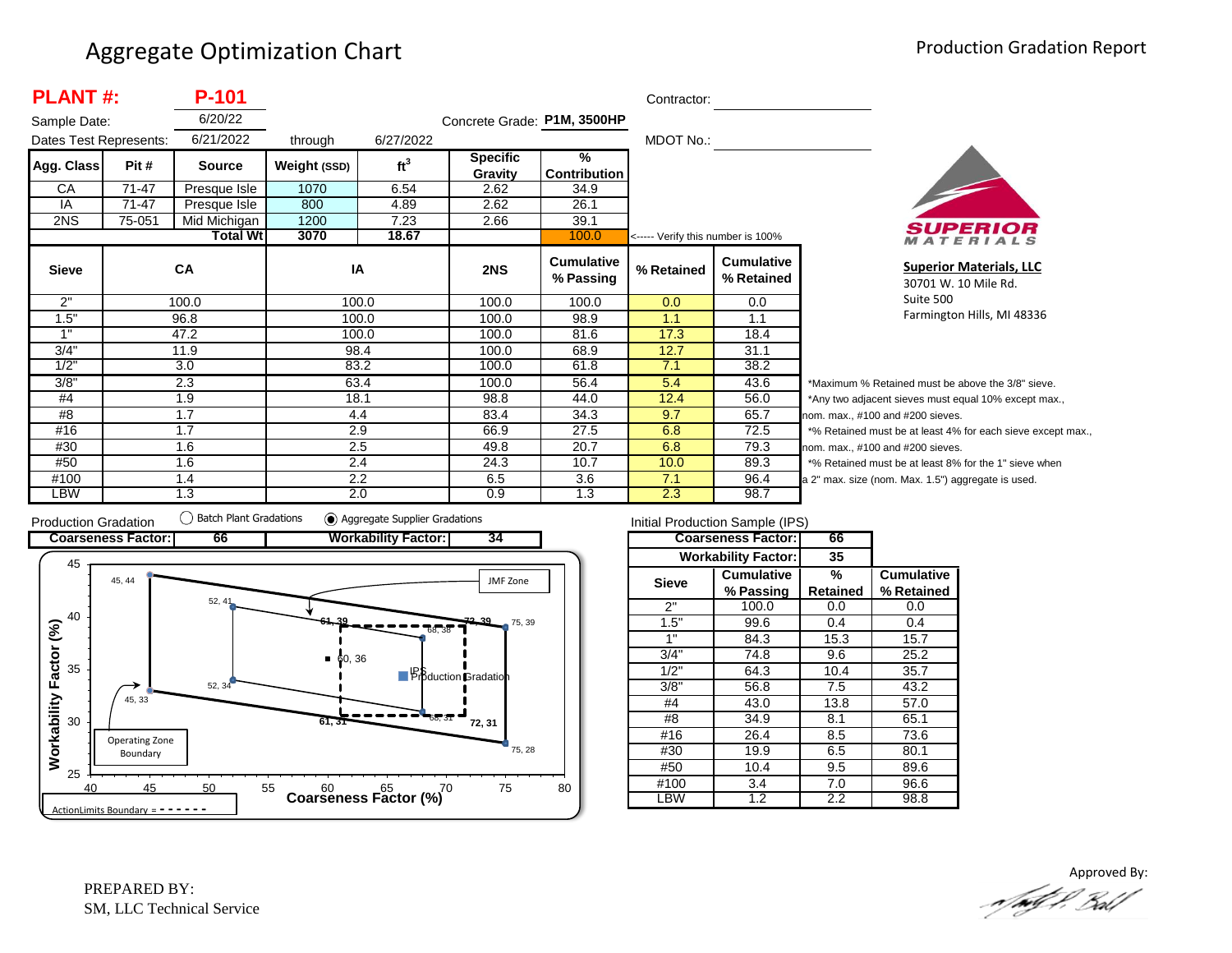# Aggregate Optimization Chart

Production Gradation Report

**PLANT #: P-101**

Sample Date: 6/20/22

Dates Test Represents: 6/21/2022 through 6/27/2022

Concrete Grade: **P1M, 3500HP**

Contractor:

MDOT No.:

| Agg. Class | Pit # | Source | Weight (SSD) | ft³ | Specific Gravity | % Contribution |
|---|---|---|---|---|---|---|
| CA | 71-47 | Presque Isle | 1070 | 6.54 | 2.62 | 34.9 |
| IA | 71-47 | Presque Isle | 800 | 4.89 | 2.62 | 26.1 |
| 2NS | 75-051 | Mid Michigan | 1200 | 7.23 | 2.66 | 39.1 |
| | | **Total Wt** | **3070** | **18.67** | | 100.0 |

<----- Verify this number is 100%

| Sieve | CA | IA | 2NS | Cumulative % Passing | % Retained | Cumulative % Retained |
|---|---|---|---|---|---|---|
| 2" | 100.0 | 100.0 | 100.0 | 100.0 | 0.0 | 0.0 |
| 1.5" | 96.8 | 100.0 | 100.0 | 98.9 | 1.1 | 1.1 |
| 1" | 47.2 | 100.0 | 100.0 | 81.6 | 17.3 | 18.4 |
| 3/4" | 11.9 | 98.4 | 100.0 | 68.9 | 12.7 | 31.1 |
| 1/2" | 3.0 | 83.2 | 100.0 | 61.8 | 7.1 | 38.2 |
| 3/8" | 2.3 | 63.4 | 100.0 | 56.4 | 5.4 | 43.6 |
| #4 | 1.9 | 18.1 | 98.8 | 44.0 | 12.4 | 56.0 |
| #8 | 1.7 | 4.4 | 83.4 | 34.3 | 9.7 | 65.7 |
| #16 | 1.7 | 2.9 | 66.9 | 27.5 | 6.8 | 72.5 |
| #30 | 1.6 | 2.5 | 49.8 | 20.7 | 6.8 | 79.3 |
| #50 | 1.6 | 2.4 | 24.3 | 10.7 | 10.0 | 89.3 |
| #100 | 1.4 | 2.2 | 6.5 | 3.6 | 7.1 | 96.4 |
| LBW | 1.3 | 2.0 | 0.9 | 1.3 | 2.3 | 98.7 |

*Maximum % Retained must be above the 3/8" sieve.
*Any two adjacent sieves must equal 10% except max., nom. max., #100 and #200 sieves.
*% Retained must be at least 4% for each sieve except max., nom. max., #100 and #200 sieves.
*% Retained must be at least 8% for the 1" sieve when a 2" max. size (nom. Max. 1.5") aggregate is used.

**Superior Materials, LLC**
30701 W. 10 Mile Rd.
Suite 500
Farmington Hills, MI 48336

Production Gradation ○ Batch Plant Gradations ◉ Aggregate Supplier Gradations

| Coarseness Factor: | 66 | Workability Factor: | 34 |
|---|---|---|---|

Workability Factor (%) vs. Coarseness Factor (%) chart: JMF Zone; Operating Zone Boundary (45, 44; 52, 41; 75, 39; 75, 28; 52, 34; 45, 33); Action Limits Boundary (61, 39; 72, 39; 72, 31; 61, 31); points 68, 38; 68, 31; 60, 36; IPS; Production Gradation.

Initial Production Sample (IPS)

| Coarseness Factor: | 66 |
|---|---|
| Workability Factor: | 35 |

| Sieve | Cumulative % Passing | % Retained | Cumulative % Retained |
|---|---|---|---|
| 2" | 100.0 | 0.0 | 0.0 |
| 1.5" | 99.6 | 0.4 | 0.4 |
| 1" | 84.3 | 15.3 | 15.7 |
| 3/4" | 74.8 | 9.6 | 25.2 |
| 1/2" | 64.3 | 10.4 | 35.7 |
| 3/8" | 56.8 | 7.5 | 43.2 |
| #4 | 43.0 | 13.8 | 57.0 |
| #8 | 34.9 | 8.1 | 65.1 |
| #16 | 26.4 | 8.5 | 73.6 |
| #30 | 19.9 | 6.5 | 80.1 |
| #50 | 10.4 | 9.5 | 89.6 |
| #100 | 3.4 | 7.0 | 96.6 |
| LBW | 1.2 | 2.2 | 98.8 |

PREPARED BY:
SM, LLC Technical Service

Approved By: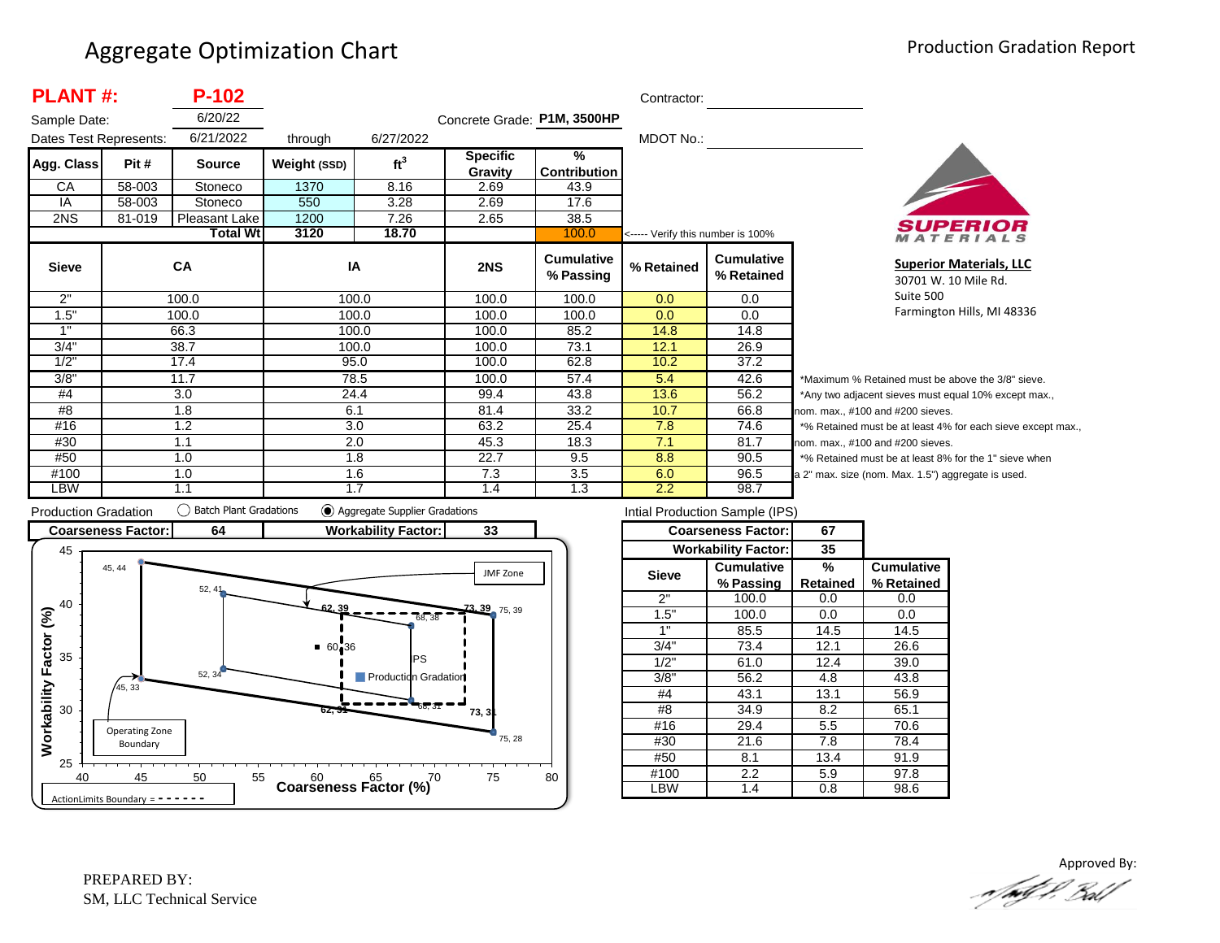# Aggregate Optimization Chart

Production Gradation Report

**PLANT #:** **P-102**

Sample Date: 6/20/22

Dates Test Represents: 6/21/2022 through 6/27/2022

Concrete Grade: **P1M, 3500HP**

Contractor:

MDOT No.:

| Agg. Class | Pit # | Source | Weight (SSD) | ft³ | Specific Gravity | % Contribution |
|---|---|---|---|---|---|---|
| CA | 58-003 | Stoneco | 1370 | 8.16 | 2.69 | 43.9 |
| IA | 58-003 | Stoneco | 550 | 3.28 | 2.69 | 17.6 |
| 2NS | 81-019 | Pleasant Lake | 1200 | 7.26 | 2.65 | 38.5 |
| | | **Total Wt** | **3120** | **18.70** | | 100.0 |

<----- Verify this number is 100%

| Sieve | CA | IA | 2NS | Cumulative % Passing | % Retained | Cumulative % Retained |
|---|---|---|---|---|---|---|
| 2" | 100.0 | 100.0 | 100.0 | 100.0 | 0.0 | 0.0 |
| 1.5" | 100.0 | 100.0 | 100.0 | 100.0 | 0.0 | 0.0 |
| 1" | 66.3 | 100.0 | 100.0 | 85.2 | 14.8 | 14.8 |
| 3/4" | 38.7 | 100.0 | 100.0 | 73.1 | 12.1 | 26.9 |
| 1/2" | 17.4 | 95.0 | 100.0 | 62.8 | 10.2 | 37.2 |
| 3/8" | 11.7 | 78.5 | 100.0 | 57.4 | 5.4 | 42.6 |
| #4 | 3.0 | 24.4 | 99.4 | 43.8 | 13.6 | 56.2 |
| #8 | 1.8 | 6.1 | 81.4 | 33.2 | 10.7 | 66.8 |
| #16 | 1.2 | 3.0 | 63.2 | 25.4 | 7.8 | 74.6 |
| #30 | 1.1 | 2.0 | 45.3 | 18.3 | 7.1 | 81.7 |
| #50 | 1.0 | 1.8 | 22.7 | 9.5 | 8.8 | 90.5 |
| #100 | 1.0 | 1.6 | 7.3 | 3.5 | 6.0 | 96.5 |
| LBW | 1.1 | 1.7 | 1.4 | 1.3 | 2.2 | 98.7 |

*Maximum % Retained must be above the 3/8" sieve.
*Any two adjacent sieves must equal 10% except max., nom. max., #100 and #200 sieves.
*% Retained must be at least 4% for each sieve except max., nom. max., #100 and #200 sieves.
*% Retained must be at least 8% for the 1" sieve when a 2" max. size (nom. Max. 1.5") aggregate is used.

**Superior Materials, LLC**
30701 W. 10 Mile Rd.
Suite 500
Farmington Hills, MI 48336

Production Gradation ◯ Batch Plant Gradations ◉ Aggregate Supplier Gradations

| Coarseness Factor: | 64 | Workability Factor: | 33 |
|---|---|---|---|

Chart: Workability Factor (%) vs. Coarseness Factor (%). Operating Zone Boundary points: 45, 44; 52, 41; 75, 39; 75, 28; 52, 34; 45, 33. JMF Zone / ActionLimits Boundary points: 62, 39; 73, 39; 73, 31; 62, 31; 68, 38; 68, 31. IPS: 60, 36. Production Gradation plotted.

ActionLimits Boundary = - - - - - -

Intial Production Sample (IPS)

| Coarseness Factor: | 67 |
|---|---|
| Workability Factor: | 35 |

| Sieve | Cumulative % Passing | % Retained | Cumulative % Retained |
|---|---|---|---|
| 2" | 100.0 | 0.0 | 0.0 |
| 1.5" | 100.0 | 0.0 | 0.0 |
| 1" | 85.5 | 14.5 | 14.5 |
| 3/4" | 73.4 | 12.1 | 26.6 |
| 1/2" | 61.0 | 12.4 | 39.0 |
| 3/8" | 56.2 | 4.8 | 43.8 |
| #4 | 43.1 | 13.1 | 56.9 |
| #8 | 34.9 | 8.2 | 65.1 |
| #16 | 29.4 | 5.5 | 70.6 |
| #30 | 21.6 | 7.8 | 78.4 |
| #50 | 8.1 | 13.4 | 91.9 |
| #100 | 2.2 | 5.9 | 97.8 |
| LBW | 1.4 | 0.8 | 98.6 |

PREPARED BY:
SM, LLC Technical Service

Approved By: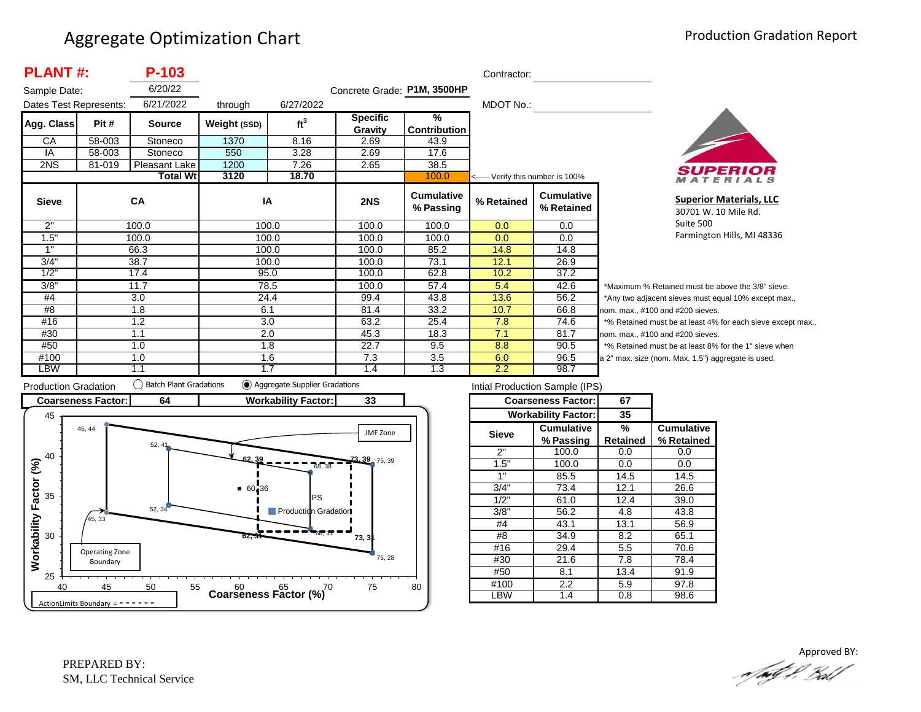# Aggregate Optimization Chart

Production Gradation Report

**PLANT #:** **P-103**

Sample Date: 6/20/22

Dates Test Represents: 6/21/2022 through 6/27/2022

Concrete Grade: **P1M, 3500HP**

Contractor:

MDOT No.:

| Agg. Class | Pit # | Source | Weight (SSD) | $ft^3$ | Specific Gravity | % Contribution |
|---|---|---|---|---|---|---|
| CA | 58-003 | Stoneco | 1370 | 8.16 | 2.69 | 43.9 |
| IA | 58-003 | Stoneco | 550 | 3.28 | 2.69 | 17.6 |
| 2NS | 81-019 | Pleasant Lake | 1200 | 7.26 | 2.65 | 38.5 |
| | | Total Wt | 3120 | 18.70 | | 100.0 |

<----- Verify this number is 100%

| Sieve | CA | IA | 2NS | Cumulative % Passing | % Retained | Cumulative % Retained |
|---|---|---|---|---|---|---|
| 2" | 100.0 | 100.0 | 100.0 | 100.0 | 0.0 | 0.0 |
| 1.5" | 100.0 | 100.0 | 100.0 | 100.0 | 0.0 | 0.0 |
| 1" | 66.3 | 100.0 | 100.0 | 85.2 | 14.8 | 14.8 |
| 3/4" | 38.7 | 100.0 | 100.0 | 73.1 | 12.1 | 26.9 |
| 1/2" | 17.4 | 95.0 | 100.0 | 62.8 | 10.2 | 37.2 |
| 3/8" | 11.7 | 78.5 | 100.0 | 57.4 | 5.4 | 42.6 |
| #4 | 3.0 | 24.4 | 99.4 | 43.8 | 13.6 | 56.2 |
| #8 | 1.8 | 6.1 | 81.4 | 33.2 | 10.7 | 66.8 |
| #16 | 1.2 | 3.0 | 63.2 | 25.4 | 7.8 | 74.6 |
| #30 | 1.1 | 2.0 | 45.3 | 18.3 | 7.1 | 81.7 |
| #50 | 1.0 | 1.8 | 22.7 | 9.5 | 8.8 | 90.5 |
| #100 | 1.0 | 1.6 | 7.3 | 3.5 | 6.0 | 96.5 |
| LBW | 1.1 | 1.7 | 1.4 | 1.3 | 2.2 | 98.7 |

*Maximum % Retained must be above the 3/8" sieve.
*Any two adjacent sieves must equal 10% except max., nom. max., #100 and #200 sieves.
*% Retained must be at least 4% for each sieve except max., nom. max., #100 and #200 sieves.
*% Retained must be at least 8% for the 1" sieve when a 2" max. size (nom. Max. 1.5") aggregate is used.

**Superior Materials, LLC**
30701 W. 10 Mile Rd.
Suite 500
Farmington Hills, MI 48336

Production Gradation ◯ Batch Plant Gradations ◉ Aggregate Supplier Gradations

| Coarseness Factor: | 64 | Workability Factor: | 33 |
|---|---|---|---|

Intial Production Sample (IPS)

| Coarseness Factor: | 67 |
|---|---|
| Workability Factor: | 35 |

| Sieve | Cumulative % Passing | % Retained | Cumulative % Retained |
|---|---|---|---|
| 2" | 100.0 | 0.0 | 0.0 |
| 1.5" | 100.0 | 0.0 | 0.0 |
| 1" | 85.5 | 14.5 | 14.5 |
| 3/4" | 73.4 | 12.1 | 26.6 |
| 1/2" | 61.0 | 12.4 | 39.0 |
| 3/8" | 56.2 | 4.8 | 43.8 |
| #4 | 43.1 | 13.1 | 56.9 |
| #8 | 34.9 | 8.2 | 65.1 |
| #16 | 29.4 | 5.5 | 70.6 |
| #30 | 21.6 | 7.8 | 78.4 |
| #50 | 8.1 | 13.4 | 91.9 |
| #100 | 2.2 | 5.9 | 97.8 |
| LBW | 1.4 | 0.8 | 98.6 |

PREPARED BY:
SM, LLC Technical Service

Approved BY: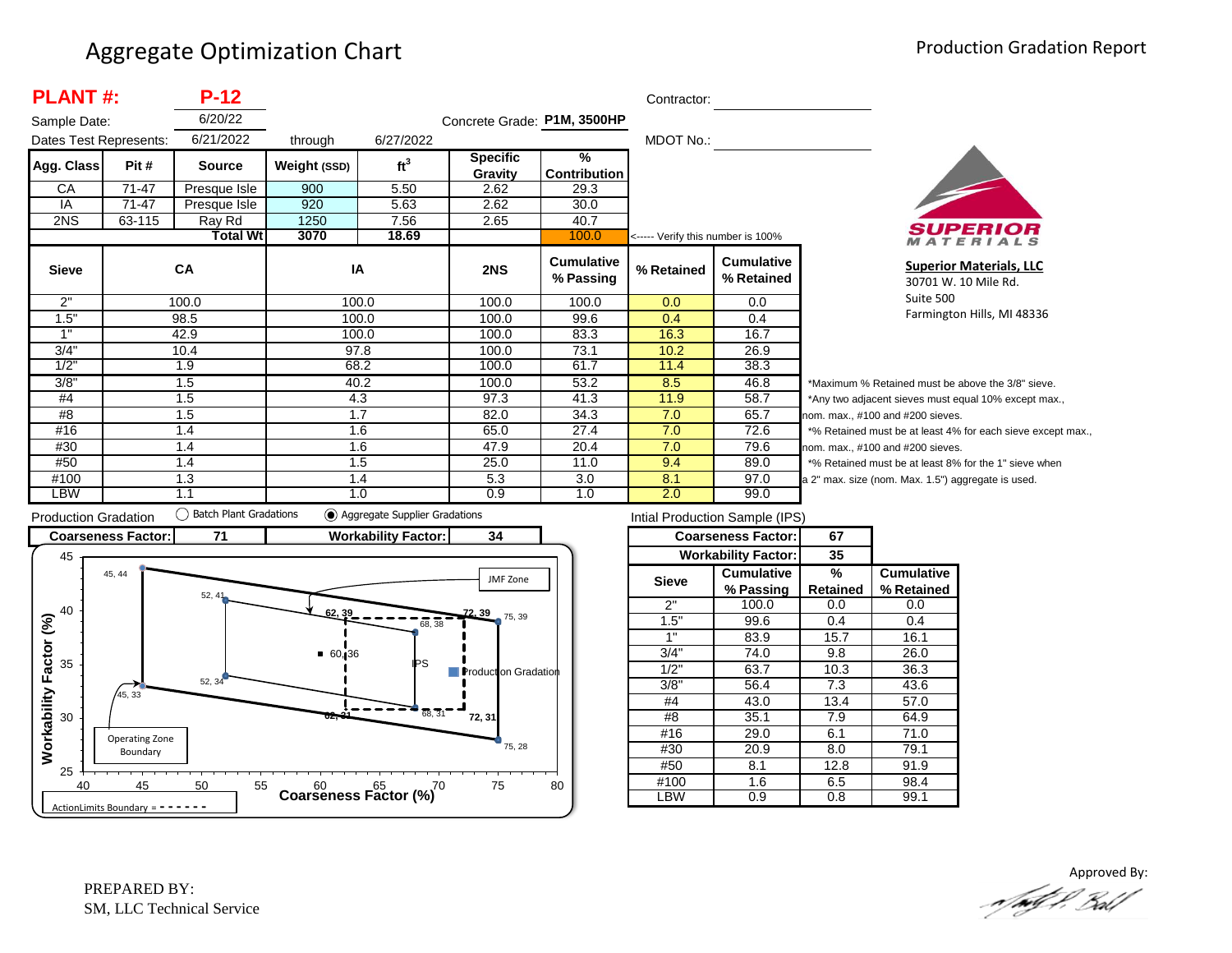# Aggregate Optimization Chart

## Production Gradation Report

**PLANT #:** **P-12**

Sample Date: 6/20/22

Dates Test Represents: 6/21/2022 through 6/27/2022

Concrete Grade: **P1M, 3500HP**

Contractor:

MDOT No.:

| Agg. Class | Pit # | Source | Weight (SSD) | ft$^3$ | Specific Gravity | % Contribution |
|---|---|---|---|---|---|---|
| CA | 71-47 | Presque Isle | 900 | 5.50 | 2.62 | 29.3 |
| IA | 71-47 | Presque Isle | 920 | 5.63 | 2.62 | 30.0 |
| 2NS | 63-115 | Ray Rd | 1250 | 7.56 | 2.65 | 40.7 |
| | | **Total Wt** | **3070** | **18.69** | | 100.0 |

<----- Verify this number is 100%

| Sieve | CA | IA | 2NS | Cumulative % Passing | % Retained | Cumulative % Retained |
|---|---|---|---|---|---|---|
| 2" | 100.0 | 100.0 | 100.0 | 100.0 | 0.0 | 0.0 |
| 1.5" | 98.5 | 100.0 | 100.0 | 99.6 | 0.4 | 0.4 |
| 1" | 42.9 | 100.0 | 100.0 | 83.3 | 16.3 | 16.7 |
| 3/4" | 10.4 | 97.8 | 100.0 | 73.1 | 10.2 | 26.9 |
| 1/2" | 1.9 | 68.2 | 100.0 | 61.7 | 11.4 | 38.3 |
| 3/8" | 1.5 | 40.2 | 100.0 | 53.2 | 8.5 | 46.8 |
| #4 | 1.5 | 4.3 | 97.3 | 41.3 | 11.9 | 58.7 |
| #8 | 1.5 | 1.7 | 82.0 | 34.3 | 7.0 | 65.7 |
| #16 | 1.4 | 1.6 | 65.0 | 27.4 | 7.0 | 72.6 |
| #30 | 1.4 | 1.6 | 47.9 | 20.4 | 7.0 | 79.6 |
| #50 | 1.4 | 1.5 | 25.0 | 11.0 | 9.4 | 89.0 |
| #100 | 1.3 | 1.4 | 5.3 | 3.0 | 8.1 | 97.0 |
| LBW | 1.1 | 1.0 | 0.9 | 1.0 | 2.0 | 99.0 |

*Maximum % Retained must be above the 3/8" sieve.
*Any two adjacent sieves must equal 10% except max., nom. max., #100 and #200 sieves.
*% Retained must be at least 4% for each sieve except max., nom. max., #100 and #200 sieves.
*% Retained must be at least 8% for the 1" sieve when a 2" max. size (nom. Max. 1.5") aggregate is used.

**Superior Materials, LLC**
30701 W. 10 Mile Rd.
Suite 500
Farmington Hills, MI 48336

Production Gradation: ◯ Batch Plant Gradations ◉ Aggregate Supplier Gradations

| Coarseness Factor: | 71 | Workability Factor: | 34 |
|---|---|---|---|

Intial Production Sample (IPS)

| Coarseness Factor: | 67 |
|---|---|
| Workability Factor: | 35 |

| Sieve | Cumulative % Passing | % Retained | Cumulative % Retained |
|---|---|---|---|
| 2" | 100.0 | 0.0 | 0.0 |
| 1.5" | 99.6 | 0.4 | 0.4 |
| 1" | 83.9 | 15.7 | 16.1 |
| 3/4" | 74.0 | 9.8 | 26.0 |
| 1/2" | 63.7 | 10.3 | 36.3 |
| 3/8" | 56.4 | 7.3 | 43.6 |
| #4 | 43.0 | 13.4 | 57.0 |
| #8 | 35.1 | 7.9 | 64.9 |
| #16 | 29.0 | 6.1 | 71.0 |
| #30 | 20.9 | 8.0 | 79.1 |
| #50 | 8.1 | 12.8 | 91.9 |
| #100 | 1.6 | 6.5 | 98.4 |
| LBW | 0.9 | 0.8 | 99.1 |

PREPARED BY:
SM, LLC Technical Service

Approved By: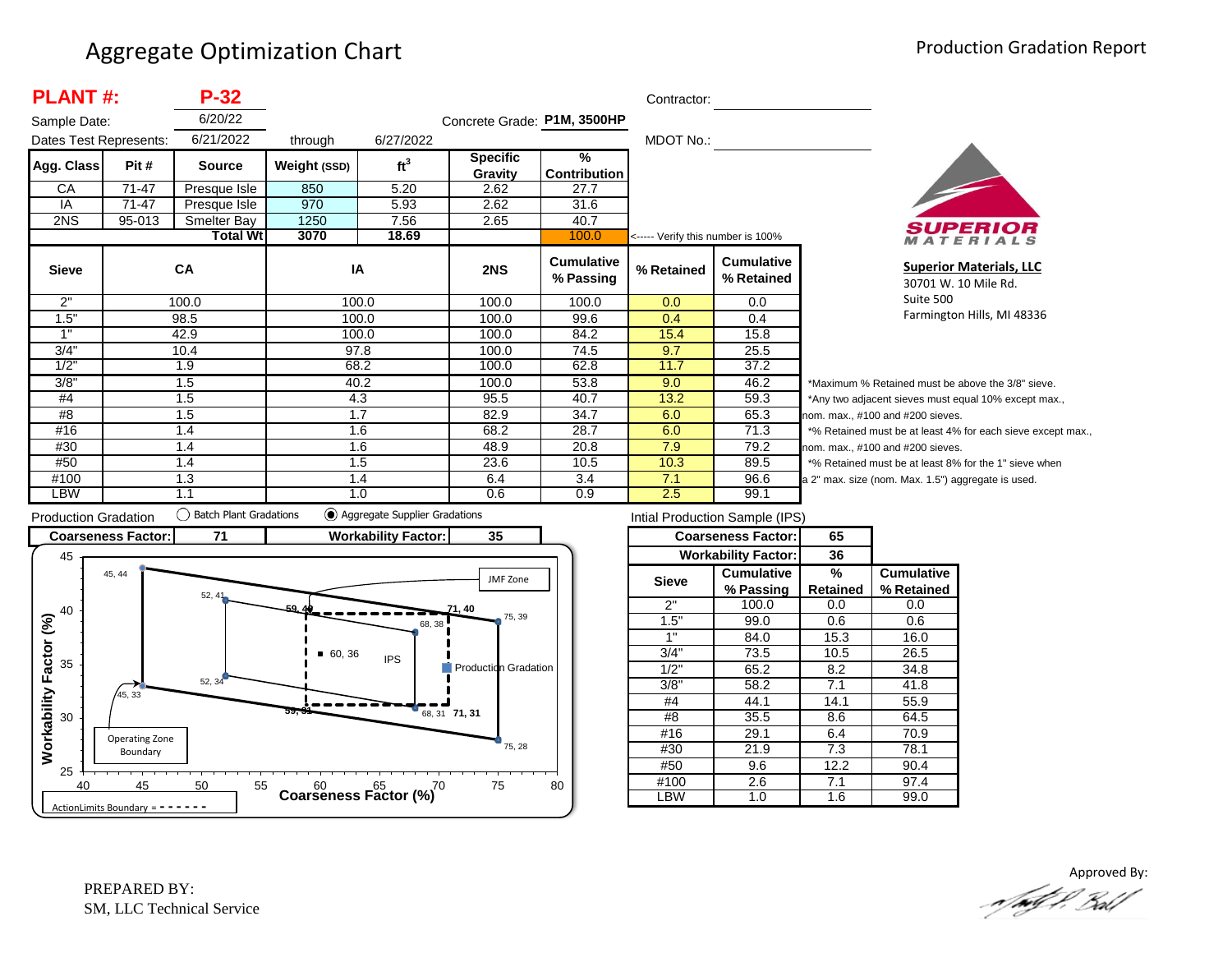# Aggregate Optimization Chart

## Production Gradation Report

**PLANT #:** **P-32**

Sample Date: 6/20/22

Dates Test Represents: 6/21/2022 through 6/27/2022

Concrete Grade: **P1M, 3500HP**

Contractor: ____________________

MDOT No.: ____________________

| Agg. Class | Pit # | Source | Weight (SSD) | ft³ | Specific Gravity | % Contribution |
|---|---|---|---|---|---|---|
| CA | 71-47 | Presque Isle | 850 | 5.20 | 2.62 | 27.7 |
| IA | 71-47 | Presque Isle | 970 | 5.93 | 2.62 | 31.6 |
| 2NS | 95-013 | Smelter Bay | 1250 | 7.56 | 2.65 | 40.7 |
| | | **Total Wt** | **3070** | **18.69** | | 100.0 |

<----- Verify this number is 100%

| Sieve | CA | IA | 2NS | Cumulative % Passing | % Retained | Cumulative % Retained |
|---|---|---|---|---|---|---|
| 2" | 100.0 | 100.0 | 100.0 | 100.0 | 0.0 | 0.0 |
| 1.5" | 98.5 | 100.0 | 100.0 | 99.6 | 0.4 | 0.4 |
| 1" | 42.9 | 100.0 | 100.0 | 84.2 | 15.4 | 15.8 |
| 3/4" | 10.4 | 97.8 | 100.0 | 74.5 | 9.7 | 25.5 |
| 1/2" | 1.9 | 68.2 | 100.0 | 62.8 | 11.7 | 37.2 |
| 3/8" | 1.5 | 40.2 | 100.0 | 53.8 | 9.0 | 46.2 |
| #4 | 1.5 | 4.3 | 95.5 | 40.7 | 13.2 | 59.3 |
| #8 | 1.5 | 1.7 | 82.9 | 34.7 | 6.0 | 65.3 |
| #16 | 1.4 | 1.6 | 68.2 | 28.7 | 6.0 | 71.3 |
| #30 | 1.4 | 1.6 | 48.9 | 20.8 | 7.9 | 79.2 |
| #50 | 1.4 | 1.5 | 23.6 | 10.5 | 10.3 | 89.5 |
| #100 | 1.3 | 1.4 | 6.4 | 3.4 | 7.1 | 96.6 |
| LBW | 1.1 | 1.0 | 0.6 | 0.9 | 2.5 | 99.1 |

*Maximum % Retained must be above the 3/8" sieve.
*Any two adjacent sieves must equal 10% except max., nom. max., #100 and #200 sieves.
*% Retained must be at least 4% for each sieve except max., nom. max., #100 and #200 sieves.
*% Retained must be at least 8% for the 1" sieve when a 2" max. size (nom. Max. 1.5") aggregate is used.

**Superior Materials, LLC**
30701 W. 10 Mile Rd.
Suite 500
Farmington Hills, MI 48336

Production Gradation: ◯ Batch Plant Gradations ◉ Aggregate Supplier Gradations

| Coarseness Factor: | 71 | Workability Factor: | 35 |
|---|---|---|---|

Intial Production Sample (IPS)

| Coarseness Factor: | 65 |
|---|---|
| Workability Factor: | 36 |

| Sieve | Cumulative % Passing | % Retained | Cumulative % Retained |
|---|---|---|---|
| 2" | 100.0 | 0.0 | 0.0 |
| 1.5" | 99.0 | 0.6 | 0.6 |
| 1" | 84.0 | 15.3 | 16.0 |
| 3/4" | 73.5 | 10.5 | 26.5 |
| 1/2" | 65.2 | 8.2 | 34.8 |
| 3/8" | 58.2 | 7.1 | 41.8 |
| #4 | 44.1 | 14.1 | 55.9 |
| #8 | 35.5 | 8.6 | 64.5 |
| #16 | 29.1 | 6.4 | 70.9 |
| #30 | 21.9 | 7.3 | 78.1 |
| #50 | 9.6 | 12.2 | 90.4 |
| #100 | 2.6 | 7.1 | 97.4 |
| LBW | 1.0 | 1.6 | 99.0 |

Chart: Workability Factor (%) vs. Coarseness Factor (%) — Operating Zone Boundary points: 45, 44; 52, 41; 75, 39; 75, 28; 52, 34; 45, 33. JMF Zone / ActionLimits Boundary points: 59, 40; 71, 40; 68, 38; 68, 31; 71, 31; 59, 31. IPS: 60, 36. Production Gradation.

ActionLimits Boundary = - - - - - -

PREPARED BY:
SM, LLC Technical Service

Approved By: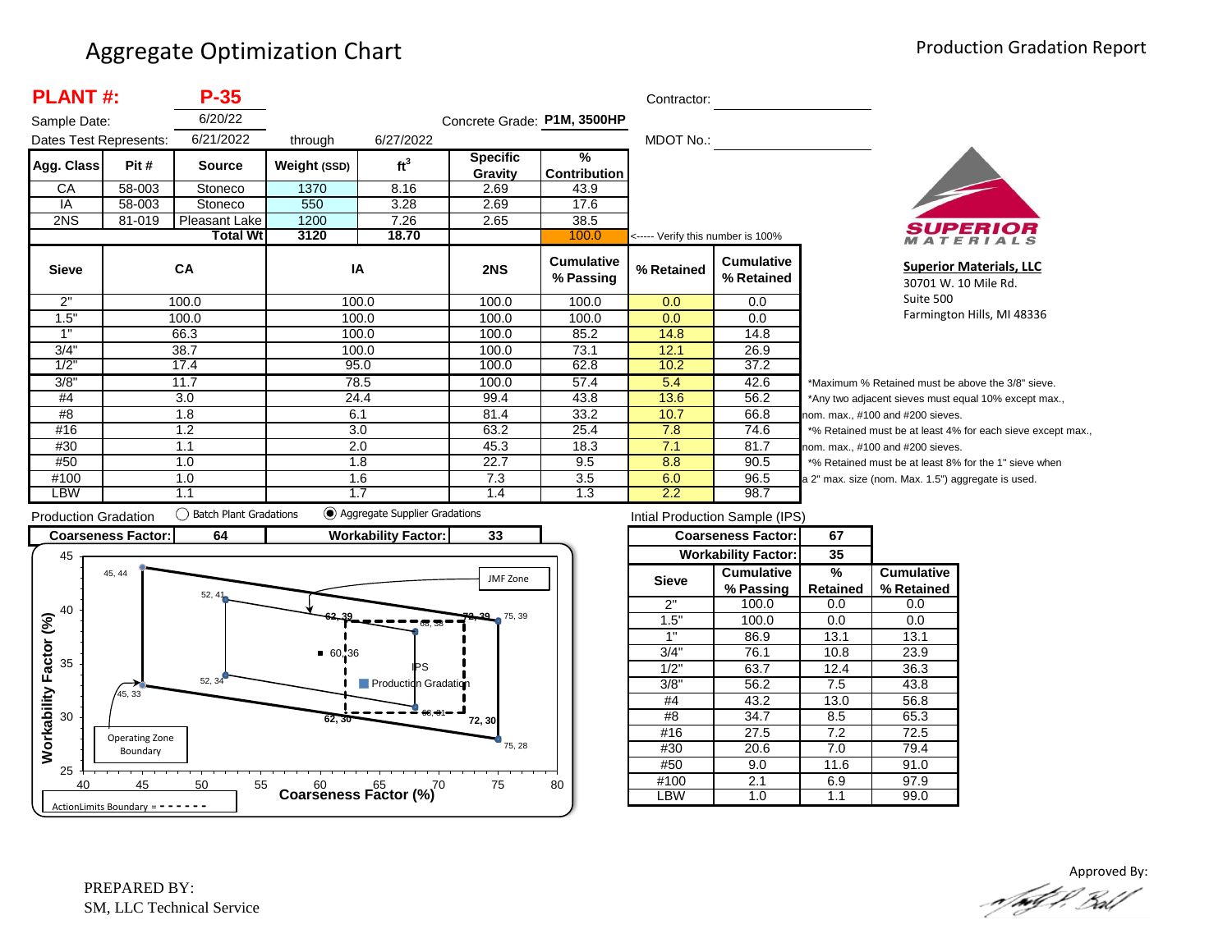# Aggregate Optimization Chart

Production Gradation Report

**PLANT #:** **P-35**

Sample Date: 6/20/22

Dates Test Represents: 6/21/2022 through 6/27/2022

Concrete Grade: **P1M, 3500HP**

Contractor:

MDOT No.:

| Agg. Class | Pit # | Source | Weight (SSD) | ft³ | Specific Gravity | % Contribution |
|---|---|---|---|---|---|---|
| CA | 58-003 | Stoneco | 1370 | 8.16 | 2.69 | 43.9 |
| IA | 58-003 | Stoneco | 550 | 3.28 | 2.69 | 17.6 |
| 2NS | 81-019 | Pleasant Lake | 1200 | 7.26 | 2.65 | 38.5 |
| | | **Total Wt** | **3120** | **18.70** | | 100.0 |

<----- Verify this number is 100%

| Sieve | CA | IA | 2NS | Cumulative % Passing | % Retained | Cumulative % Retained |
|---|---|---|---|---|---|---|
| 2" | 100.0 | 100.0 | 100.0 | 100.0 | 0.0 | 0.0 |
| 1.5" | 100.0 | 100.0 | 100.0 | 100.0 | 0.0 | 0.0 |
| 1" | 66.3 | 100.0 | 100.0 | 85.2 | 14.8 | 14.8 |
| 3/4" | 38.7 | 100.0 | 100.0 | 73.1 | 12.1 | 26.9 |
| 1/2" | 17.4 | 95.0 | 100.0 | 62.8 | 10.2 | 37.2 |
| 3/8" | 11.7 | 78.5 | 100.0 | 57.4 | 5.4 | 42.6 |
| #4 | 3.0 | 24.4 | 99.4 | 43.8 | 13.6 | 56.2 |
| #8 | 1.8 | 6.1 | 81.4 | 33.2 | 10.7 | 66.8 |
| #16 | 1.2 | 3.0 | 63.2 | 25.4 | 7.8 | 74.6 |
| #30 | 1.1 | 2.0 | 45.3 | 18.3 | 7.1 | 81.7 |
| #50 | 1.0 | 1.8 | 22.7 | 9.5 | 8.8 | 90.5 |
| #100 | 1.0 | 1.6 | 7.3 | 3.5 | 6.0 | 96.5 |
| LBW | 1.1 | 1.7 | 1.4 | 1.3 | 2.2 | 98.7 |

*Maximum % Retained must be above the 3/8" sieve.
*Any two adjacent sieves must equal 10% except max., nom. max., #100 and #200 sieves.
*% Retained must be at least 4% for each sieve except max., nom. max., #100 and #200 sieves.
*% Retained must be at least 8% for the 1" sieve when a 2" max. size (nom. Max. 1.5") aggregate is used.

**Superior Materials, LLC**
30701 W. 10 Mile Rd.
Suite 500
Farmington Hills, MI 48336

Production Gradation: ◯ Batch Plant Gradations ◉ Aggregate Supplier Gradations

| **Coarseness Factor:** | **64** | **Workability Factor:** | **33** |
|---|---|---|---|

Intial Production Sample (IPS)

| | **Coarseness Factor:** | **67** | |
|---|---|---|---|
| | **Workability Factor:** | **35** | |
| **Sieve** | **Cumulative % Passing** | **% Retained** | **Cumulative % Retained** |
| 2" | 100.0 | 0.0 | 0.0 |
| 1.5" | 100.0 | 0.0 | 0.0 |
| 1" | 86.9 | 13.1 | 13.1 |
| 3/4" | 76.1 | 10.8 | 23.9 |
| 1/2" | 63.7 | 12.4 | 36.3 |
| 3/8" | 56.2 | 7.5 | 43.8 |
| #4 | 43.2 | 13.0 | 56.8 |
| #8 | 34.7 | 8.5 | 65.3 |
| #16 | 27.5 | 7.2 | 72.5 |
| #30 | 20.6 | 7.0 | 79.4 |
| #50 | 9.0 | 11.6 | 91.0 |
| #100 | 2.1 | 6.9 | 97.9 |
| LBW | 1.0 | 1.1 | 99.0 |

Workability Factor (%) vs. Coarseness Factor (%) chart — Operating Zone Boundary points: 45, 44; 52, 41; 75, 39; 75, 28; 52, 34; 45, 33. JMF Zone / Action Limits Boundary points: 62, 39; 72, 39; 72, 30; 62, 30. IPS: 60, 36. Production Gradation: 68, 38; 68, 31.

ActionLimits Boundary = - - - - - -

PREPARED BY:
SM, LLC Technical Service

Approved By: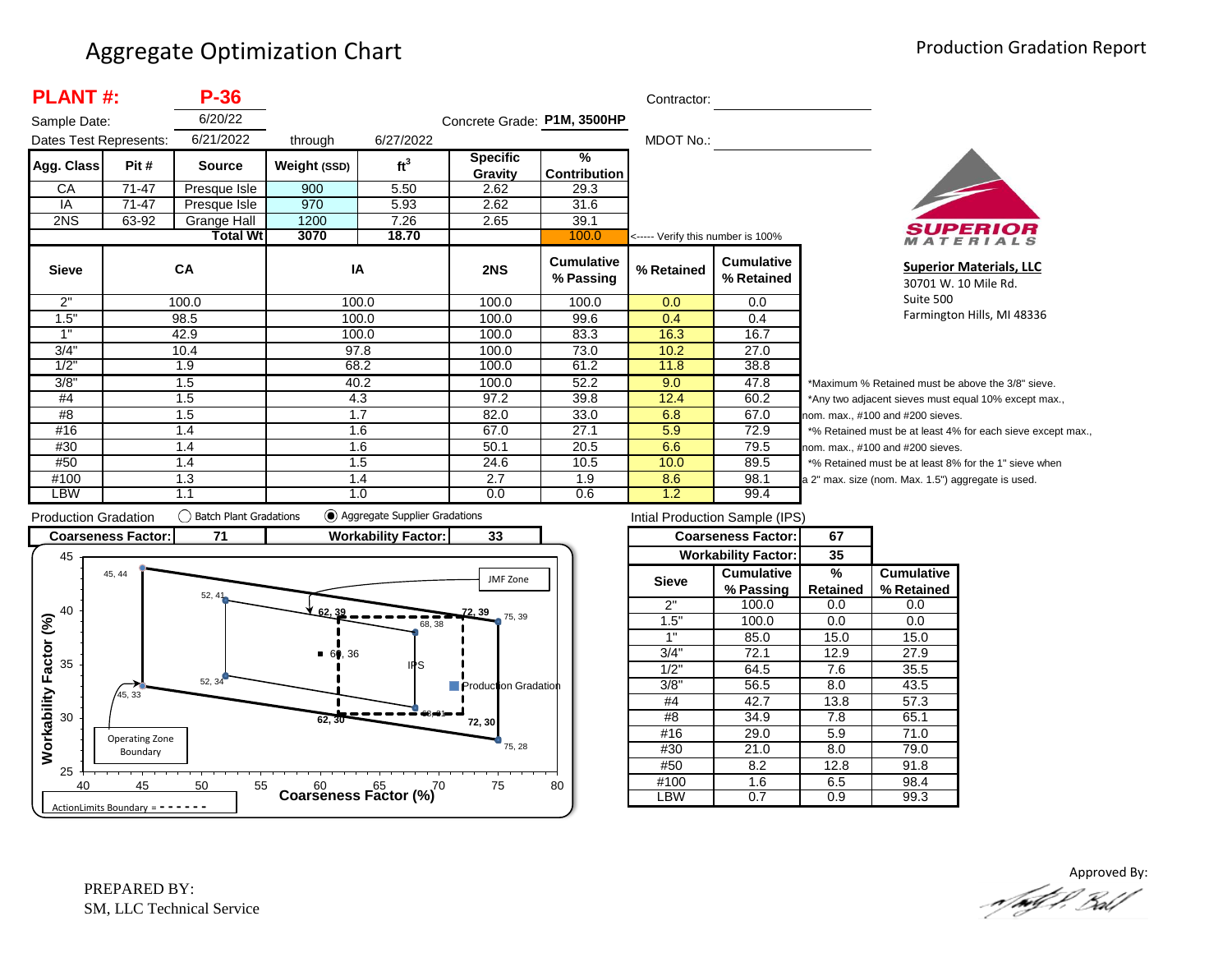# Aggregate Optimization Chart

Production Gradation Report

**PLANT #: P-36**

Sample Date: 6/20/22

Dates Test Represents: 6/21/2022 through 6/27/2022

Concrete Grade: **P1M, 3500HP**

Contractor: ____________________

MDOT No.: ____________________

| Agg. Class | Pit # | Source | Weight (SSD) | $ft^3$ | Specific Gravity | % Contribution |
|---|---|---|---|---|---|---|
| CA | 71-47 | Presque Isle | 900 | 5.50 | 2.62 | 29.3 |
| IA | 71-47 | Presque Isle | 970 | 5.93 | 2.62 | 31.6 |
| 2NS | 63-92 | Grange Hall | 1200 | 7.26 | 2.65 | 39.1 |
| | | Total Wt | 3070 | 18.70 | | 100.0 |

<----- Verify this number is 100%

**SUPERIOR MATERIALS**

**Superior Materials, LLC**
30701 W. 10 Mile Rd.
Suite 500
Farmington Hills, MI 48336

| Sieve | CA | IA | 2NS | Cumulative % Passing | % Retained | Cumulative % Retained |
|---|---|---|---|---|---|---|
| 2" | 100.0 | 100.0 | 100.0 | 100.0 | 0.0 | 0.0 |
| 1.5" | 98.5 | 100.0 | 100.0 | 99.6 | 0.4 | 0.4 |
| 1" | 42.9 | 100.0 | 100.0 | 83.3 | 16.3 | 16.7 |
| 3/4" | 10.4 | 97.8 | 100.0 | 73.0 | 10.2 | 27.0 |
| 1/2" | 1.9 | 68.2 | 100.0 | 61.2 | 11.8 | 38.8 |
| 3/8" | 1.5 | 40.2 | 100.0 | 52.2 | 9.0 | 47.8 |
| #4 | 1.5 | 4.3 | 97.2 | 39.8 | 12.4 | 60.2 |
| #8 | 1.5 | 1.7 | 82.0 | 33.0 | 6.8 | 67.0 |
| #16 | 1.4 | 1.6 | 67.0 | 27.1 | 5.9 | 72.9 |
| #30 | 1.4 | 1.6 | 50.1 | 20.5 | 6.6 | 79.5 |
| #50 | 1.4 | 1.5 | 24.6 | 10.5 | 10.0 | 89.5 |
| #100 | 1.3 | 1.4 | 2.7 | 1.9 | 8.6 | 98.1 |
| LBW | 1.1 | 1.0 | 0.0 | 0.6 | 1.2 | 99.4 |

*Maximum % Retained must be above the 3/8" sieve.
*Any two adjacent sieves must equal 10% except max., nom. max., #100 and #200 sieves.
*% Retained must be at least 4% for each sieve except max., nom. max., #100 and #200 sieves.
*% Retained must be at least 8% for the 1" sieve when a 2" max. size (nom. Max. 1.5") aggregate is used.

Production Gradation ◯ Batch Plant Gradations ◉ Aggregate Supplier Gradations

| Coarseness Factor: | 71 | Workability Factor: | 33 |
|---|---|---|---|

Chart: Workability Factor (%) vs. Coarseness Factor (%) — Operating Zone Boundary points: 45, 44; 52, 41; 75, 39; 75, 28; 52, 34; 45, 33. JMF Zone / Action Limits Boundary points: 62, 39; 72, 39; 72, 30; 62, 30; 68, 38; 68, 31. IPS: 67, 35. Production Gradation plotted. ActionLimits Boundary = - - - - - -

Intial Production Sample (IPS)

| Coarseness Factor: | 67 |
|---|---|
| Workability Factor: | 35 |

| Sieve | Cumulative % Passing | % Retained | Cumulative % Retained |
|---|---|---|---|
| 2" | 100.0 | 0.0 | 0.0 |
| 1.5" | 100.0 | 0.0 | 0.0 |
| 1" | 85.0 | 15.0 | 15.0 |
| 3/4" | 72.1 | 12.9 | 27.9 |
| 1/2" | 64.5 | 7.6 | 35.5 |
| 3/8" | 56.5 | 8.0 | 43.5 |
| #4 | 42.7 | 13.8 | 57.3 |
| #8 | 34.9 | 7.8 | 65.1 |
| #16 | 29.0 | 5.9 | 71.0 |
| #30 | 21.0 | 8.0 | 79.0 |
| #50 | 8.2 | 12.8 | 91.8 |
| #100 | 1.6 | 6.5 | 98.4 |
| LBW | 0.7 | 0.9 | 99.3 |

PREPARED BY:
SM, LLC Technical Service

Approved By: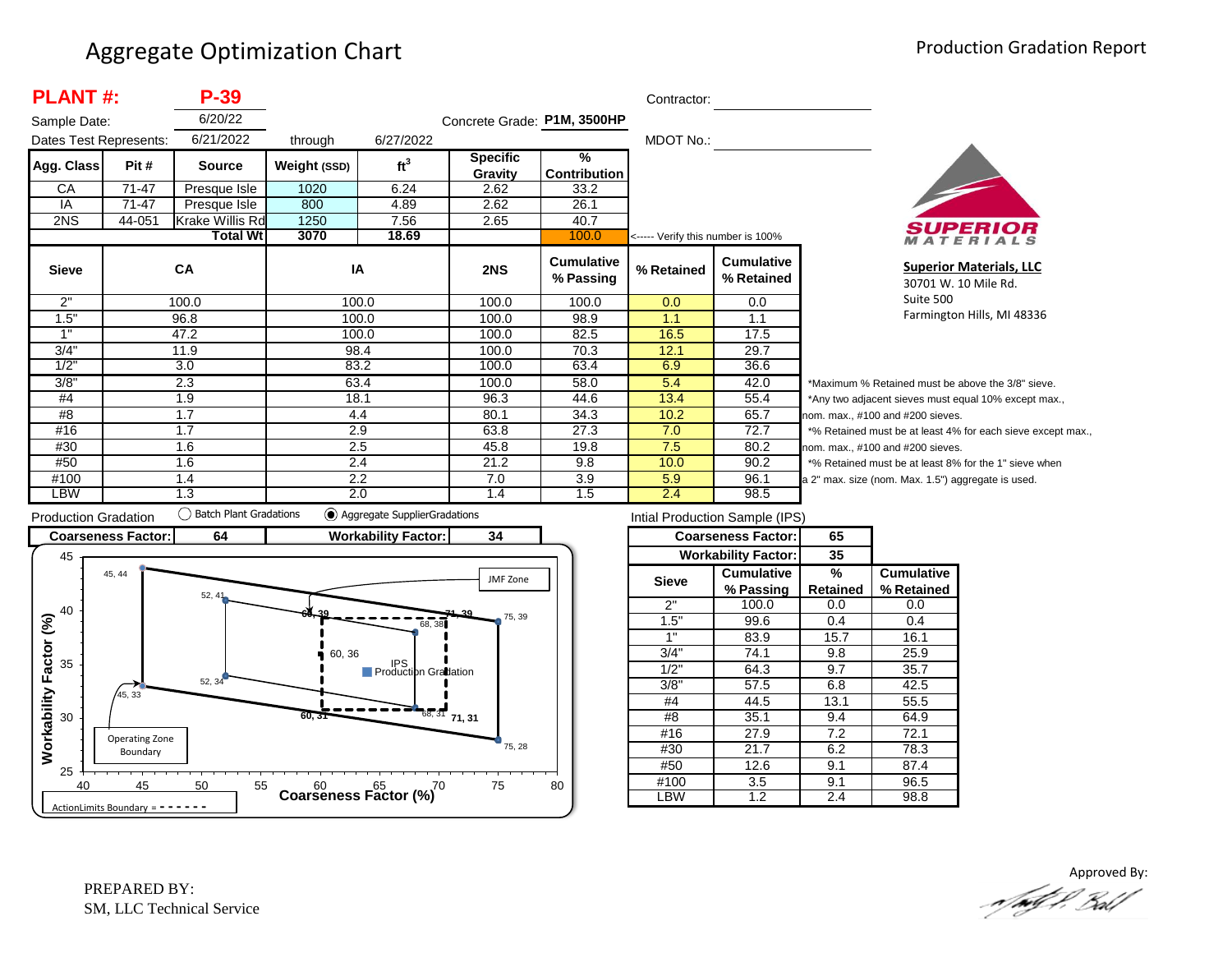# Aggregate Optimization Chart

Production Gradation Report

**PLANT #: P-39**

Sample Date: 6/20/22

Dates Test Represents: 6/21/2022 through 6/27/2022

Concrete Grade: **P1M, 3500HP**

Contractor:

MDOT No.:

| Agg. Class | Pit # | Source | Weight (SSD) | $ft^3$ | Specific Gravity | % Contribution |
|---|---|---|---|---|---|---|
| CA | 71-47 | Presque Isle | 1020 | 6.24 | 2.62 | 33.2 |
| IA | 71-47 | Presque Isle | 800 | 4.89 | 2.62 | 26.1 |
| 2NS | 44-051 | Krake Willis Rd | 1250 | 7.56 | 2.65 | 40.7 |
| | | **Total Wt** | **3070** | **18.69** | | 100.0 |

<----- Verify this number is 100%

| Sieve | CA | IA | 2NS | Cumulative % Passing | % Retained | Cumulative % Retained |
|---|---|---|---|---|---|---|
| 2" | 100.0 | 100.0 | 100.0 | 100.0 | 0.0 | 0.0 |
| 1.5" | 96.8 | 100.0 | 100.0 | 98.9 | 1.1 | 1.1 |
| 1" | 47.2 | 100.0 | 100.0 | 82.5 | 16.5 | 17.5 |
| 3/4" | 11.9 | 98.4 | 100.0 | 70.3 | 12.1 | 29.7 |
| 1/2" | 3.0 | 83.2 | 100.0 | 63.4 | 6.9 | 36.6 |
| 3/8" | 2.3 | 63.4 | 100.0 | 58.0 | 5.4 | 42.0 |
| #4 | 1.9 | 18.1 | 96.3 | 44.6 | 13.4 | 55.4 |
| #8 | 1.7 | 4.4 | 80.1 | 34.3 | 10.2 | 65.7 |
| #16 | 1.7 | 2.9 | 63.8 | 27.3 | 7.0 | 72.7 |
| #30 | 1.6 | 2.5 | 45.8 | 19.8 | 7.5 | 80.2 |
| #50 | 1.6 | 2.4 | 21.2 | 9.8 | 10.0 | 90.2 |
| #100 | 1.4 | 2.2 | 7.0 | 3.9 | 5.9 | 96.1 |
| LBW | 1.3 | 2.0 | 1.4 | 1.5 | 2.4 | 98.5 |

*Maximum % Retained must be above the 3/8" sieve.
*Any two adjacent sieves must equal 10% except max., nom. max., #100 and #200 sieves.
*% Retained must be at least 4% for each sieve except max., nom. max., #100 and #200 sieves.
*% Retained must be at least 8% for the 1" sieve when a 2" max. size (nom. Max. 1.5") aggregate is used.

**Superior Materials, LLC**
30701 W. 10 Mile Rd.
Suite 500
Farmington Hills, MI 48336

Production Gradation ○ Batch Plant Gradations ◉ Aggregate SupplierGradations

| Coarseness Factor: | 64 | Workability Factor: | 34 |
|---|---|---|---|

Intial Production Sample (IPS)

| | Coarseness Factor: | 65 | |
|---|---|---|---|
| | Workability Factor: | 35 | |
| **Sieve** | **Cumulative % Passing** | **% Retained** | **Cumulative % Retained** |
| 2" | 100.0 | 0.0 | 0.0 |
| 1.5" | 99.6 | 0.4 | 0.4 |
| 1" | 83.9 | 15.7 | 16.1 |
| 3/4" | 74.1 | 9.8 | 25.9 |
| 1/2" | 64.3 | 9.7 | 35.7 |
| 3/8" | 57.5 | 6.8 | 42.5 |
| #4 | 44.5 | 13.1 | 55.5 |
| #8 | 35.1 | 9.4 | 64.9 |
| #16 | 27.9 | 7.2 | 72.1 |
| #30 | 21.7 | 6.2 | 78.3 |
| #50 | 12.6 | 9.1 | 87.4 |
| #100 | 3.5 | 9.1 | 96.5 |
| LBW | 1.2 | 2.4 | 98.8 |

PREPARED BY:
SM, LLC Technical Service

Approved By: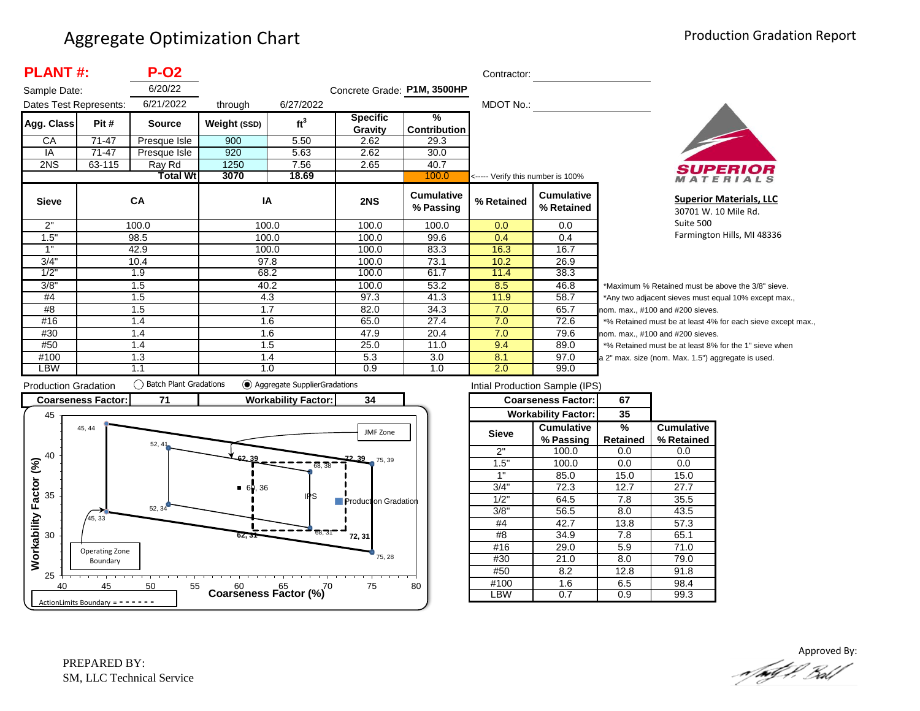# Aggregate Optimization Chart

Production Gradation Report

**PLANT #:** **P-O2**

Sample Date: 6/20/22

Concrete Grade: **P1M, 3500HP**

Dates Test Represents: 6/21/2022 through 6/27/2022

Contractor:

MDOT No.:

| Agg. Class | Pit # | Source | Weight (SSD) | $ft^3$ | Specific Gravity | % Contribution |
|---|---|---|---|---|---|---|
| CA | 71-47 | Presque Isle | 900 | 5.50 | 2.62 | 29.3 |
| IA | 71-47 | Presque Isle | 920 | 5.63 | 2.62 | 30.0 |
| 2NS | 63-115 | Ray Rd | 1250 | 7.56 | 2.65 | 40.7 |
| | | Total Wt | 3070 | 18.69 | | 100.0 |

<----- Verify this number is 100%

| Sieve | CA | IA | 2NS | Cumulative % Passing | % Retained | Cumulative % Retained |
|---|---|---|---|---|---|---|
| 2" | 100.0 | 100.0 | 100.0 | 100.0 | 0.0 | 0.0 |
| 1.5" | 98.5 | 100.0 | 100.0 | 99.6 | 0.4 | 0.4 |
| 1" | 42.9 | 100.0 | 100.0 | 83.3 | 16.3 | 16.7 |
| 3/4" | 10.4 | 97.8 | 100.0 | 73.1 | 10.2 | 26.9 |
| 1/2" | 1.9 | 68.2 | 100.0 | 61.7 | 11.4 | 38.3 |
| 3/8" | 1.5 | 40.2 | 100.0 | 53.2 | 8.5 | 46.8 |
| #4 | 1.5 | 4.3 | 97.3 | 41.3 | 11.9 | 58.7 |
| #8 | 1.5 | 1.7 | 82.0 | 34.3 | 7.0 | 65.7 |
| #16 | 1.4 | 1.6 | 65.0 | 27.4 | 7.0 | 72.6 |
| #30 | 1.4 | 1.6 | 47.9 | 20.4 | 7.0 | 79.6 |
| #50 | 1.4 | 1.5 | 25.0 | 11.0 | 9.4 | 89.0 |
| #100 | 1.3 | 1.4 | 5.3 | 3.0 | 8.1 | 97.0 |
| LBW | 1.1 | 1.0 | 0.9 | 1.0 | 2.0 | 99.0 |

*Maximum % Retained must be above the 3/8" sieve.
*Any two adjacent sieves must equal 10% except max., nom. max., #100 and #200 sieves.
*% Retained must be at least 4% for each sieve except max., nom. max., #100 and #200 sieves.
*% Retained must be at least 8% for the 1" sieve when a 2" max. size (nom. Max. 1.5") aggregate is used.

**Superior Materials, LLC**
30701 W. 10 Mile Rd.
Suite 500
Farmington Hills, MI 48336

Production Gradation ◯ Batch Plant Gradations ◉ Aggregate SupplierGradations

| Coarseness Factor: | 71 | Workability Factor: | 34 |
|---|---|---|---|

Workability Factor (%)
Coarseness Factor (%)
45, 44
52, 41
62, 39
68, 38
72, 39
75, 39
JMF Zone
60, 36
IPS
Production Gradation
52, 34
45, 33
62, 31
68, 31
72, 31
75, 28
Operating Zone Boundary
ActionLimits Boundary = - - - - - -

Intial Production Sample (IPS)

| Coarseness Factor: | 67 |
|---|---|
| Workability Factor: | 35 |

| Sieve | Cumulative % Passing | % Retained | Cumulative % Retained |
|---|---|---|---|
| 2" | 100.0 | 0.0 | 0.0 |
| 1.5" | 100.0 | 0.0 | 0.0 |
| 1" | 85.0 | 15.0 | 15.0 |
| 3/4" | 72.3 | 12.7 | 27.7 |
| 1/2" | 64.5 | 7.8 | 35.5 |
| 3/8" | 56.5 | 8.0 | 43.5 |
| #4 | 42.7 | 13.8 | 57.3 |
| #8 | 34.9 | 7.8 | 65.1 |
| #16 | 29.0 | 5.9 | 71.0 |
| #30 | 21.0 | 8.0 | 79.0 |
| #50 | 8.2 | 12.8 | 91.8 |
| #100 | 1.6 | 6.5 | 98.4 |
| LBW | 0.7 | 0.9 | 99.3 |

PREPARED BY:
SM, LLC Technical Service

Approved By: